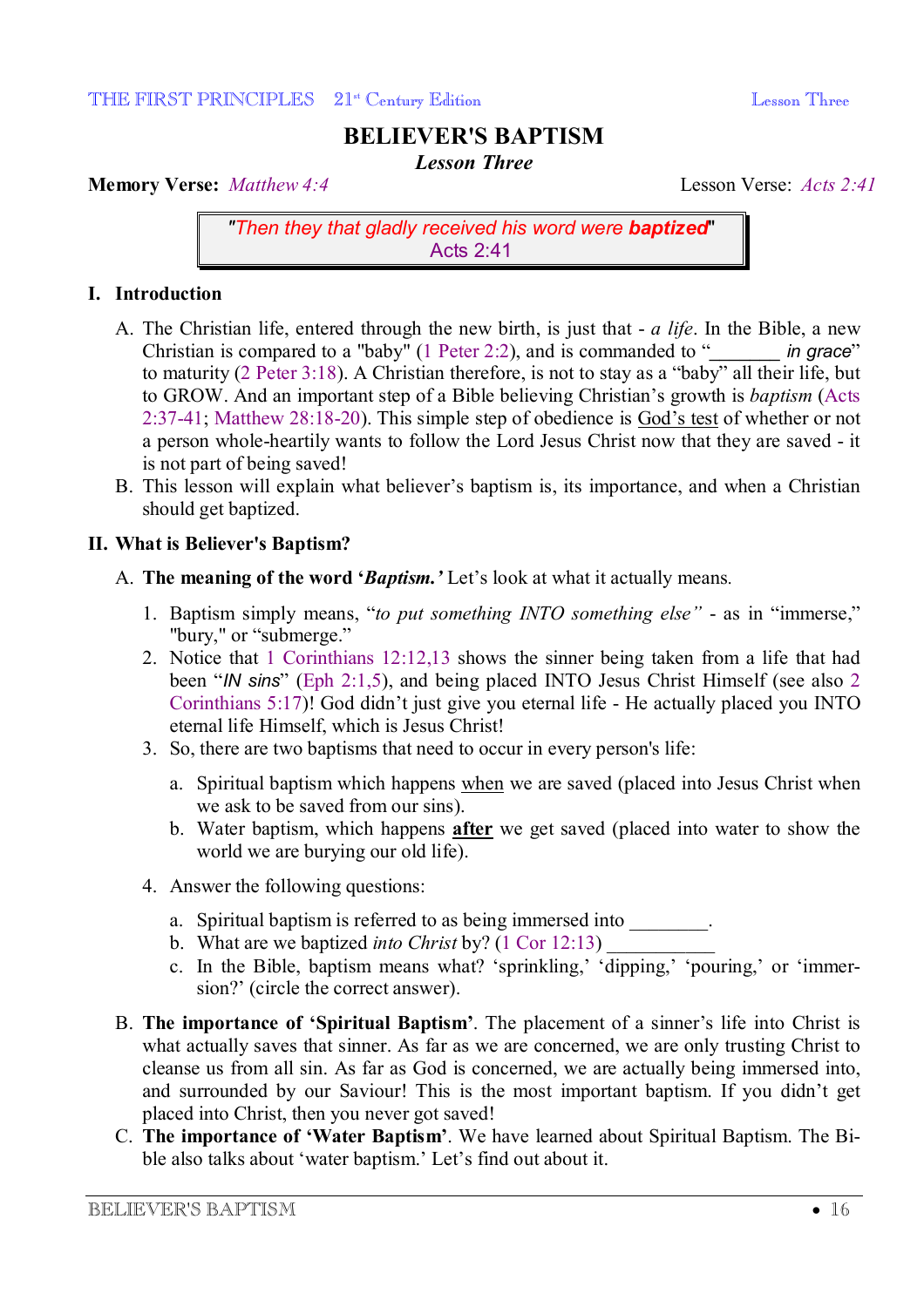# BELIEVER'S BAPTISM

***Lesson Three***

**Memory Verse:** *Matthew 4:4* Lesson Verse: *Acts 2:41*

> *"Then they that gladly received his word were* ***baptized****"*
> Acts 2:41

## I. Introduction

A. The Christian life, entered through the new birth, is just that - *a life*. In the Bible, a new Christian is compared to a "baby" (1 Peter 2:2), and is commanded to "_______ *in grace*" to maturity (2 Peter 3:18). A Christian therefore, is not to stay as a "baby" all their life, but to GROW. And an important step of a Bible believing Christian's growth is *baptism* (Acts 2:37-41; Matthew 28:18-20). This simple step of obedience is God's test of whether or not a person whole-heartily wants to follow the Lord Jesus Christ now that they are saved - it is not part of being saved!

B. This lesson will explain what believer's baptism is, its importance, and when a Christian should get baptized.

## II. What is Believer's Baptism?

A. **The meaning of the word '*Baptism.*'** Let's look at what it actually means.

1. Baptism simply means, "*to put something INTO something else"* - as in "immerse," "bury," or "submerge."
2. Notice that 1 Corinthians 12:12,13 shows the sinner being taken from a life that had been "*IN sins*" (Eph 2:1,5), and being placed INTO Jesus Christ Himself (see also 2 Corinthians 5:17)! God didn't just give you eternal life - He actually placed you INTO eternal life Himself, which is Jesus Christ!
3. So, there are two baptisms that need to occur in every person's life:
   a. Spiritual baptism which happens when we are saved (placed into Jesus Christ when we ask to be saved from our sins).
   b. Water baptism, which happens **after** we get saved (placed into water to show the world we are burying our old life).
4. Answer the following questions:
   a. Spiritual baptism is referred to as being immersed into ________.
   b. What are we baptized *into Christ* by? (1 Cor 12:13) ___________
   c. In the Bible, baptism means what? 'sprinkling,' 'dipping,' 'pouring,' or 'immersion?' (circle the correct answer).

B. **The importance of 'Spiritual Baptism'**. The placement of a sinner's life into Christ is what actually saves that sinner. As far as we are concerned, we are only trusting Christ to cleanse us from all sin. As far as God is concerned, we are actually being immersed into, and surrounded by our Saviour! This is the most important baptism. If you didn't get placed into Christ, then you never got saved!

C. **The importance of 'Water Baptism'**. We have learned about Spiritual Baptism. The Bible also talks about 'water baptism.' Let's find out about it.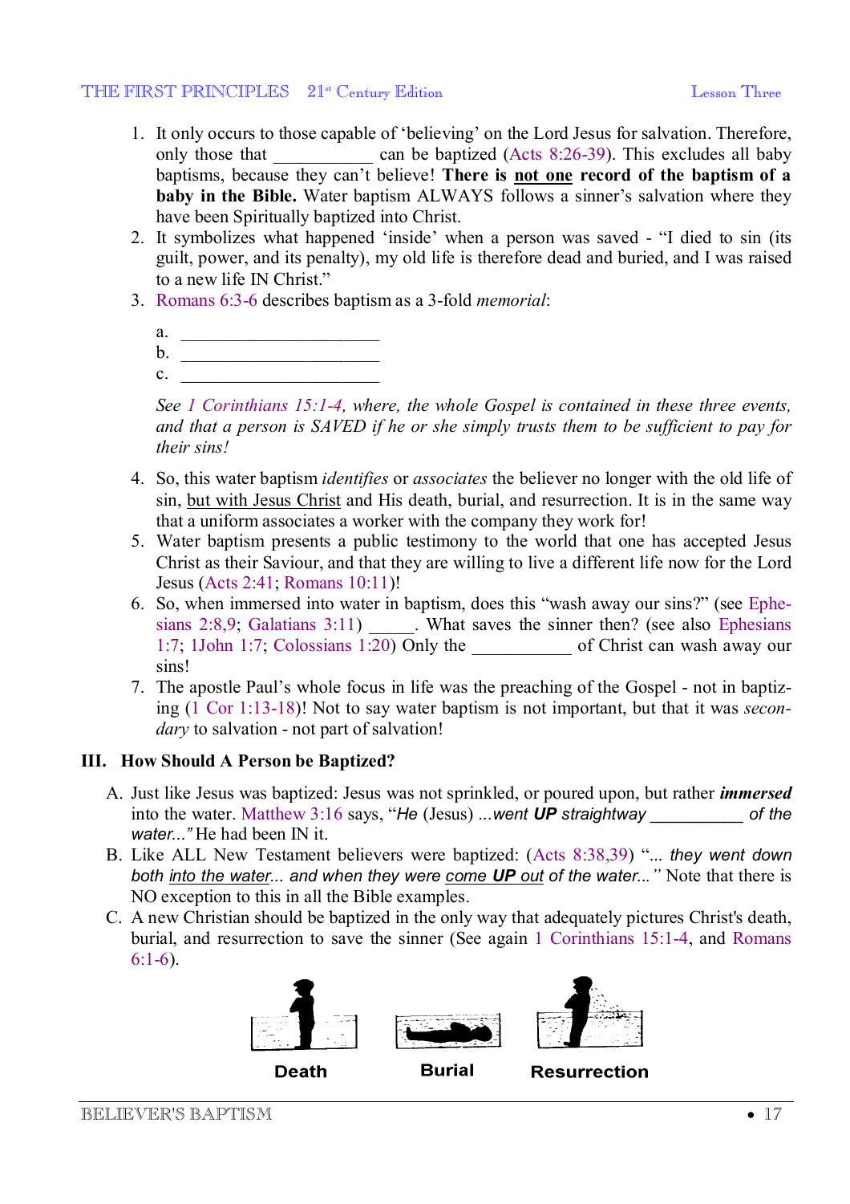1. It only occurs to those capable of 'believing' on the Lord Jesus for salvation. Therefore, only those that ___________ can be baptized (Acts 8:26-39). This excludes all baby baptisms, because they can't believe! **There is <u>not one</u> record of the baptism of a baby in the Bible.** Water baptism ALWAYS follows a sinner's salvation where they have been Spiritually baptized into Christ.
2. It symbolizes what happened 'inside' when a person was saved - "I died to sin (its guilt, power, and its penalty), my old life is therefore dead and buried, and I was raised to a new life IN Christ."
3. Romans 6:3-6 describes baptism as a 3-fold *memorial*:

   a. ______________________
   b. ______________________
   c. ______________________

   *See 1 Corinthians 15:1-4, where, the whole Gospel is contained in these three events, and that a person is SAVED if he or she simply trusts them to be sufficient to pay for their sins!*

4. So, this water baptism *identifies* or *associates* the believer no longer with the old life of sin, <u>but with Jesus Christ</u> and His death, burial, and resurrection. It is in the same way that a uniform associates a worker with the company they work for!
5. Water baptism presents a public testimony to the world that one has accepted Jesus Christ as their Saviour, and that they are willing to live a different life now for the Lord Jesus (Acts 2:41; Romans 10:11)!
6. So, when immersed into water in baptism, does this "wash away our sins?" (see Ephesians 2:8,9; Galatians 3:11) _____. What saves the sinner then? (see also Ephesians 1:7; 1John 1:7; Colossians 1:20) Only the ___________ of Christ can wash away our sins!
7. The apostle Paul's whole focus in life was the preaching of the Gospel - not in baptizing (1 Cor 1:13-18)! Not to say water baptism is not important, but that it was *secondary* to salvation - not part of salvation!

### III. How Should A Person be Baptized?

A. Just like Jesus was baptized: Jesus was not sprinkled, or poured upon, but rather ***immersed*** into the water. Matthew 3:16 says, "*He* (Jesus) *...went **UP** straightway __________ of the water..."* He had been IN it.

B. Like ALL New Testament believers were baptized: (Acts 8:38,39) "*... they went down both <u>into the water</u>... and when they were <u>come **UP** out</u> of the water..."* Note that there is NO exception to this in all the Bible examples.

C. A new Christian should be baptized in the only way that adequately pictures Christ's death, burial, and resurrection to save the sinner (See again 1 Corinthians 15:1-4, and Romans 6:1-6).

**Death** **Burial** **Resurrection**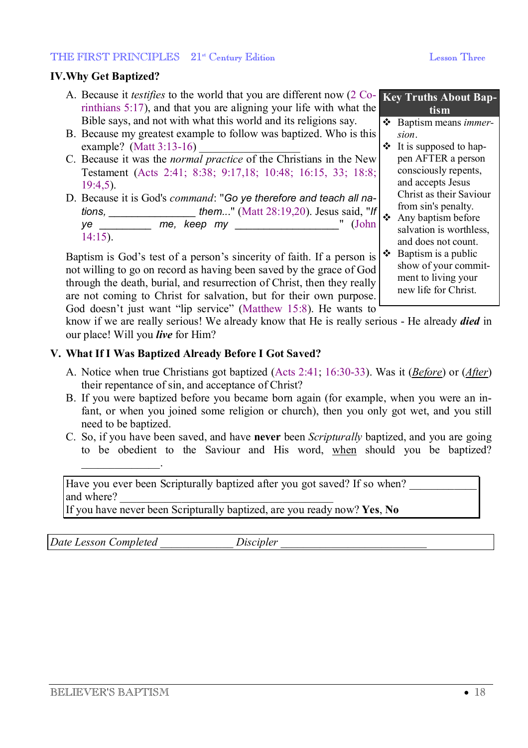## IV. Why Get Baptized?

A. Because it *testifies* to the world that you are different now (2 Corinthians 5:17), and that you are aligning your life with what the Bible says, and not with what this world and its religions say.

B. Because my greatest example to follow was baptized. Who is this example? (Matt 3:13-16) ________________

C. Because it was the *normal practice* of the Christians in the New Testament (Acts 2:41; 8:38; 9:17,18; 10:48; 16:15, 33; 18:8; 19:4,5).

D. Because it is God's *command*: "*Go ye therefore and teach all nations, ______________ them...*" (Matt 28:19,20). Jesus said, "*If ye _________ me, keep my _________________*" (John 14:15).

**Key Truths About Baptism**

- Baptism means *immersion*.
- It is supposed to happen AFTER a person consciously repents, and accepts Jesus Christ as their Saviour from sin's penalty.
- Any baptism before salvation is worthless, and does not count.
- Baptism is a public show of your commitment to living your new life for Christ.

Baptism is God's test of a person's sincerity of faith. If a person is not willing to go on record as having been saved by the grace of God through the death, burial, and resurrection of Christ, then they really are not coming to Christ for salvation, but for their own purpose. God doesn't just want "lip service" (Matthew 15:8). He wants to know if we are really serious! We already know that He is really serious - He already ***died*** in our place! Will you ***live*** for Him?

## V. What If I Was Baptized Already Before I Got Saved?

A. Notice when true Christians got baptized (Acts 2:41; 16:30-33). Was it (*Before*) or (*After*) their repentance of sin, and acceptance of Christ?

B. If you were baptized before you became born again (for example, when you were an infant, or when you joined some religion or church), then you only got wet, and you still need to be baptized.

C. So, if you have been saved, and have **never** been *Scripturally* baptized, and you are going to be obedient to the Saviour and His word, when should you be baptized? ______________.

Have you ever been Scripturally baptized after you got saved? If so when? ___________
and where? ______________________________________
If you have never been Scripturally baptized, are you ready now? **Yes**, **No**

*Date Lesson Completed* ____________ *Discipler* _________________________